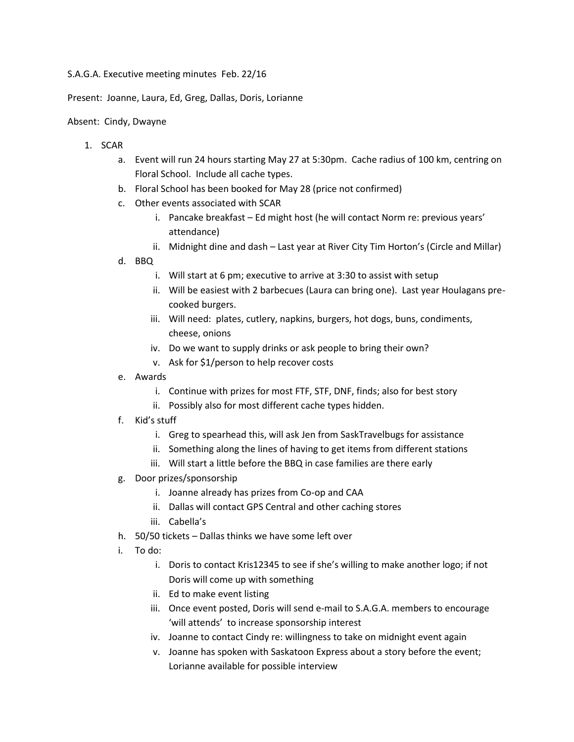S.A.G.A. Executive meeting minutes Feb. 22/16

Present: Joanne, Laura, Ed, Greg, Dallas, Doris, Lorianne

Absent: Cindy, Dwayne

1. SCAR
   a. Event will run 24 hours starting May 27 at 5:30pm. Cache radius of 100 km, centring on Floral School. Include all cache types.
   b. Floral School has been booked for May 28 (price not confirmed)
   c. Other events associated with SCAR
      i. Pancake breakfast – Ed might host (he will contact Norm re: previous years' attendance)
      ii. Midnight dine and dash – Last year at River City Tim Horton's (Circle and Millar)
   d. BBQ
      i. Will start at 6 pm; executive to arrive at 3:30 to assist with setup
      ii. Will be easiest with 2 barbecues (Laura can bring one). Last year Houlagans pre-cooked burgers.
      iii. Will need: plates, cutlery, napkins, burgers, hot dogs, buns, condiments, cheese, onions
      iv. Do we want to supply drinks or ask people to bring their own?
      v. Ask for $1/person to help recover costs
   e. Awards
      i. Continue with prizes for most FTF, STF, DNF, finds; also for best story
      ii. Possibly also for most different cache types hidden.
   f. Kid's stuff
      i. Greg to spearhead this, will ask Jen from SaskTravelbugs for assistance
      ii. Something along the lines of having to get items from different stations
      iii. Will start a little before the BBQ in case families are there early
   g. Door prizes/sponsorship
      i. Joanne already has prizes from Co-op and CAA
      ii. Dallas will contact GPS Central and other caching stores
      iii. Cabella's
   h. 50/50 tickets – Dallas thinks we have some left over
   i. To do:
      i. Doris to contact Kris12345 to see if she's willing to make another logo; if not Doris will come up with something
      ii. Ed to make event listing
      iii. Once event posted, Doris will send e-mail to S.A.G.A. members to encourage 'will attends' to increase sponsorship interest
      iv. Joanne to contact Cindy re: willingness to take on midnight event again
      v. Joanne has spoken with Saskatoon Express about a story before the event; Lorianne available for possible interview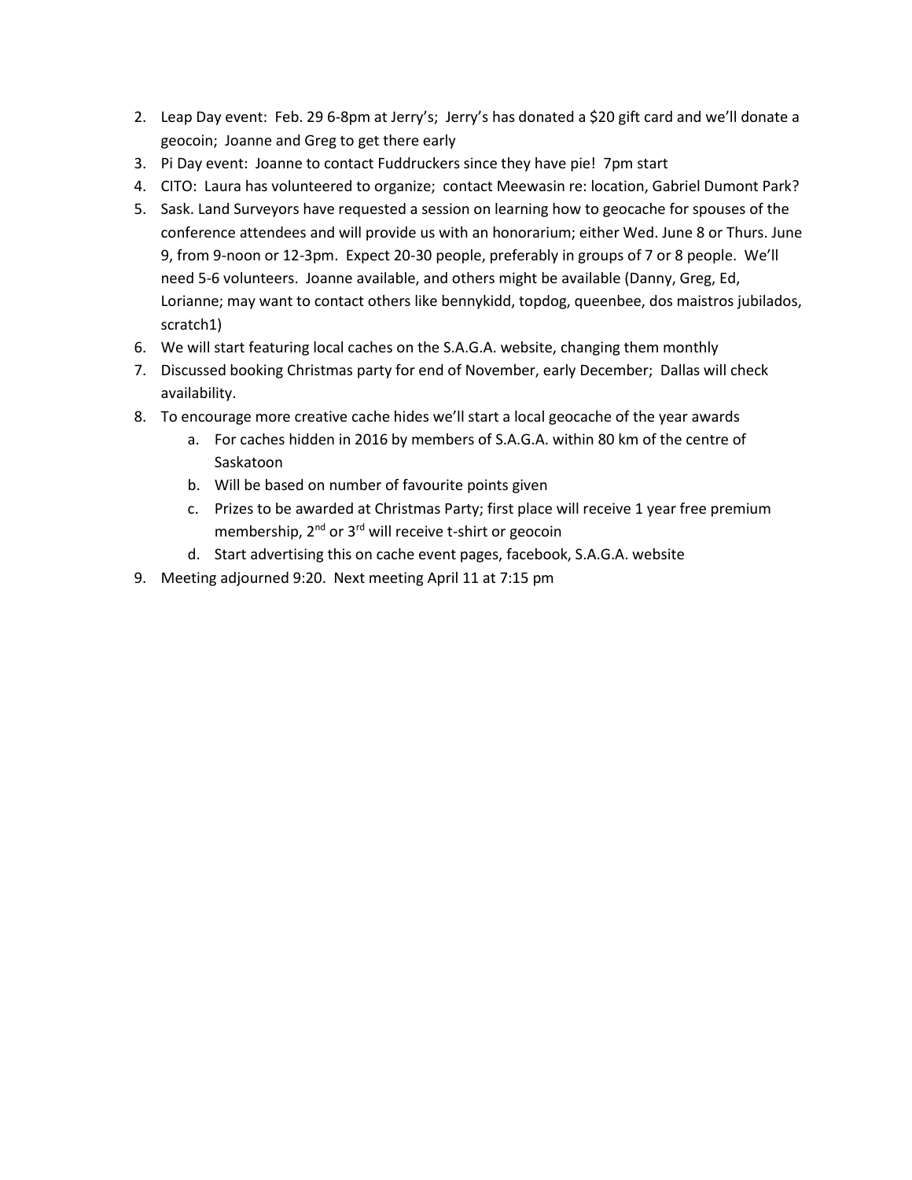2. Leap Day event: Feb. 29 6-8pm at Jerry's; Jerry's has donated a $20 gift card and we'll donate a geocoin; Joanne and Greg to get there early
3. Pi Day event: Joanne to contact Fuddruckers since they have pie! 7pm start
4. CITO: Laura has volunteered to organize; contact Meewasin re: location, Gabriel Dumont Park?
5. Sask. Land Surveyors have requested a session on learning how to geocache for spouses of the conference attendees and will provide us with an honorarium; either Wed. June 8 or Thurs. June 9, from 9-noon or 12-3pm. Expect 20-30 people, preferably in groups of 7 or 8 people. We'll need 5-6 volunteers. Joanne available, and others might be available (Danny, Greg, Ed, Lorianne; may want to contact others like bennykidd, topdog, queenbee, dos maistros jubilados, scratch1)
6. We will start featuring local caches on the S.A.G.A. website, changing them monthly
7. Discussed booking Christmas party for end of November, early December; Dallas will check availability.
8. To encourage more creative cache hides we'll start a local geocache of the year awards
    a. For caches hidden in 2016 by members of S.A.G.A. within 80 km of the centre of Saskatoon
    b. Will be based on number of favourite points given
    c. Prizes to be awarded at Christmas Party; first place will receive 1 year free premium membership, 2nd or 3rd will receive t-shirt or geocoin
    d. Start advertising this on cache event pages, facebook, S.A.G.A. website
9. Meeting adjourned 9:20. Next meeting April 11 at 7:15 pm